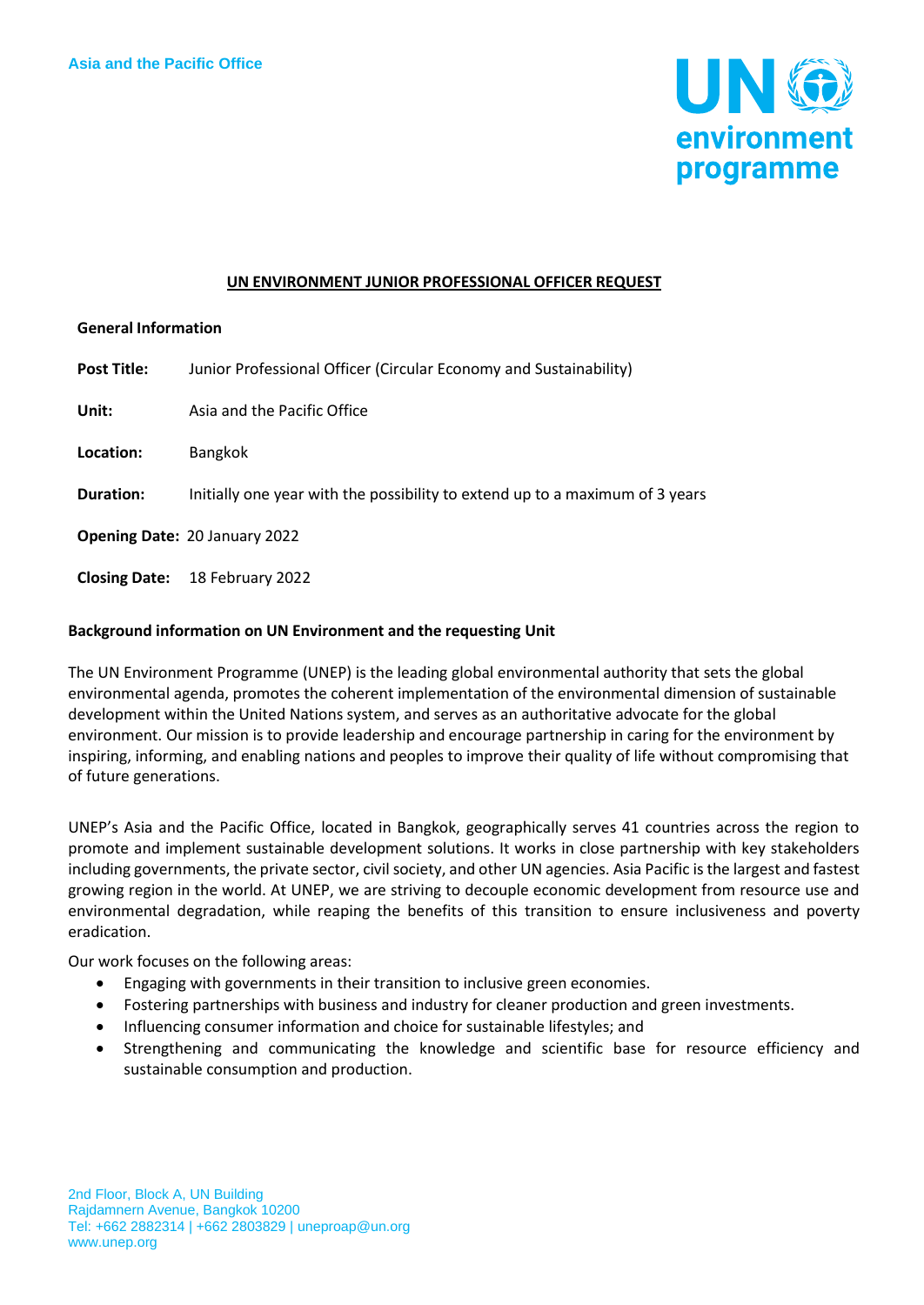Asia and the Pacific Office

## UN ENVIRONMENT JUNIOR PROFESSIONAL OFFICER REQUEST

**General Information**

**Post Title:** Junior Professional Officer (Circular Economy and Sustainability)

**Unit:** Asia and the Pacific Office

**Location:** Bangkok

**Duration:** Initially one year with the possibility to extend up to a maximum of 3 years

**Opening Date:** 20 January 2022

**Closing Date:** 18 February 2022

**Background information on UN Environment and the requesting Unit**

The UN Environment Programme (UNEP) is the leading global environmental authority that sets the global environmental agenda, promotes the coherent implementation of the environmental dimension of sustainable development within the United Nations system, and serves as an authoritative advocate for the global environment. Our mission is to provide leadership and encourage partnership in caring for the environment by inspiring, informing, and enabling nations and peoples to improve their quality of life without compromising that of future generations.

UNEP's Asia and the Pacific Office, located in Bangkok, geographically serves 41 countries across the region to promote and implement sustainable development solutions. It works in close partnership with key stakeholders including governments, the private sector, civil society, and other UN agencies. Asia Pacific is the largest and fastest growing region in the world. At UNEP, we are striving to decouple economic development from resource use and environmental degradation, while reaping the benefits of this transition to ensure inclusiveness and poverty eradication.

Our work focuses on the following areas:

- Engaging with governments in their transition to inclusive green economies.
- Fostering partnerships with business and industry for cleaner production and green investments.
- Influencing consumer information and choice for sustainable lifestyles; and
- Strengthening and communicating the knowledge and scientific base for resource efficiency and sustainable consumption and production.

2nd Floor, Block A, UN Building
Rajdamnern Avenue, Bangkok 10200
Tel: +662 2882314 | +662 2803829 | uneproap@un.org
www.unep.org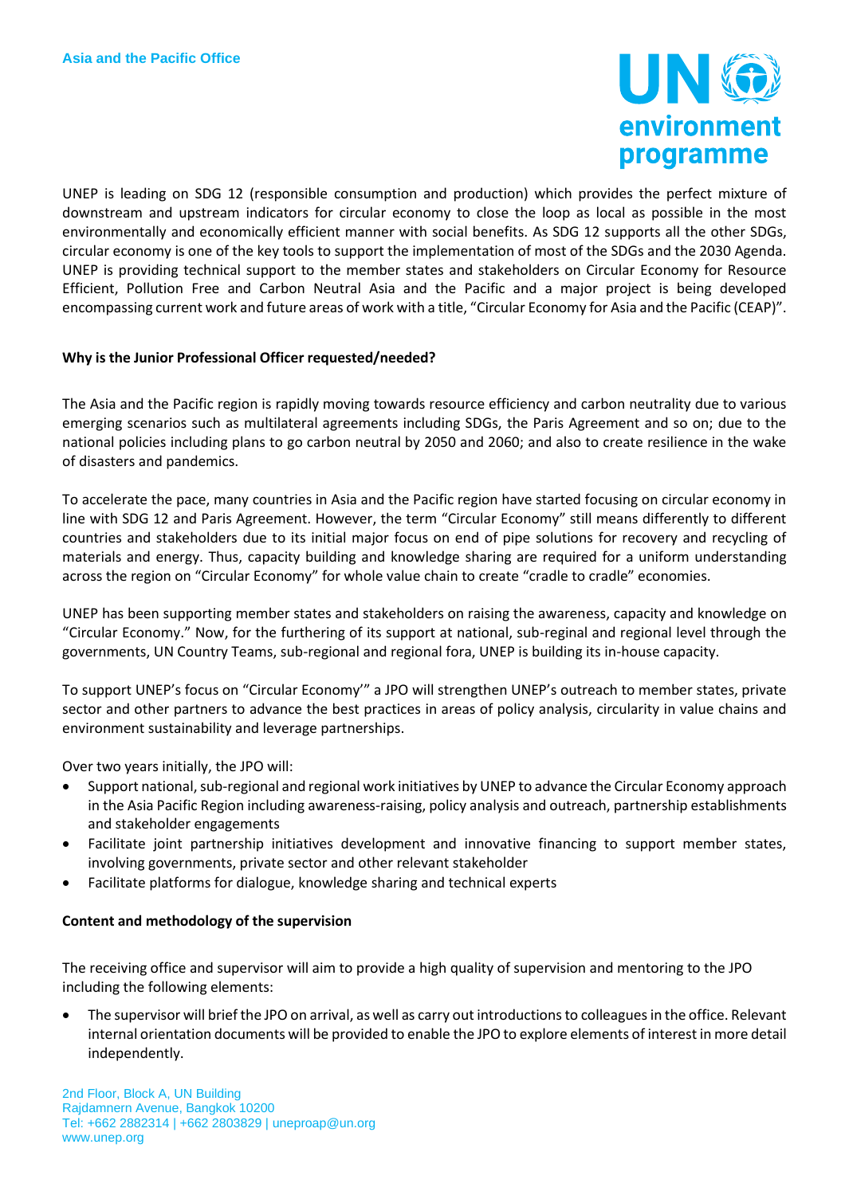UNEP is leading on SDG 12 (responsible consumption and production) which provides the perfect mixture of downstream and upstream indicators for circular economy to close the loop as local as possible in the most environmentally and economically efficient manner with social benefits. As SDG 12 supports all the other SDGs, circular economy is one of the key tools to support the implementation of most of the SDGs and the 2030 Agenda. UNEP is providing technical support to the member states and stakeholders on Circular Economy for Resource Efficient, Pollution Free and Carbon Neutral Asia and the Pacific and a major project is being developed encompassing current work and future areas of work with a title, "Circular Economy for Asia and the Pacific (CEAP)".

**Why is the Junior Professional Officer requested/needed?**

The Asia and the Pacific region is rapidly moving towards resource efficiency and carbon neutrality due to various emerging scenarios such as multilateral agreements including SDGs, the Paris Agreement and so on; due to the national policies including plans to go carbon neutral by 2050 and 2060; and also to create resilience in the wake of disasters and pandemics.

To accelerate the pace, many countries in Asia and the Pacific region have started focusing on circular economy in line with SDG 12 and Paris Agreement. However, the term "Circular Economy" still means differently to different countries and stakeholders due to its initial major focus on end of pipe solutions for recovery and recycling of materials and energy. Thus, capacity building and knowledge sharing are required for a uniform understanding across the region on "Circular Economy" for whole value chain to create "cradle to cradle" economies.

UNEP has been supporting member states and stakeholders on raising the awareness, capacity and knowledge on "Circular Economy." Now, for the furthering of its support at national, sub-reginal and regional level through the governments, UN Country Teams, sub-regional and regional fora, UNEP is building its in-house capacity.

To support UNEP's focus on "Circular Economy'" a JPO will strengthen UNEP's outreach to member states, private sector and other partners to advance the best practices in areas of policy analysis, circularity in value chains and environment sustainability and leverage partnerships.

Over two years initially, the JPO will:

- Support national, sub-regional and regional work initiatives by UNEP to advance the Circular Economy approach in the Asia Pacific Region including awareness-raising, policy analysis and outreach, partnership establishments and stakeholder engagements
- Facilitate joint partnership initiatives development and innovative financing to support member states, involving governments, private sector and other relevant stakeholder
- Facilitate platforms for dialogue, knowledge sharing and technical experts

**Content and methodology of the supervision**

The receiving office and supervisor will aim to provide a high quality of supervision and mentoring to the JPO including the following elements:

- The supervisor will brief the JPO on arrival, as well as carry out introductions to colleagues in the office. Relevant internal orientation documents will be provided to enable the JPO to explore elements of interest in more detail independently.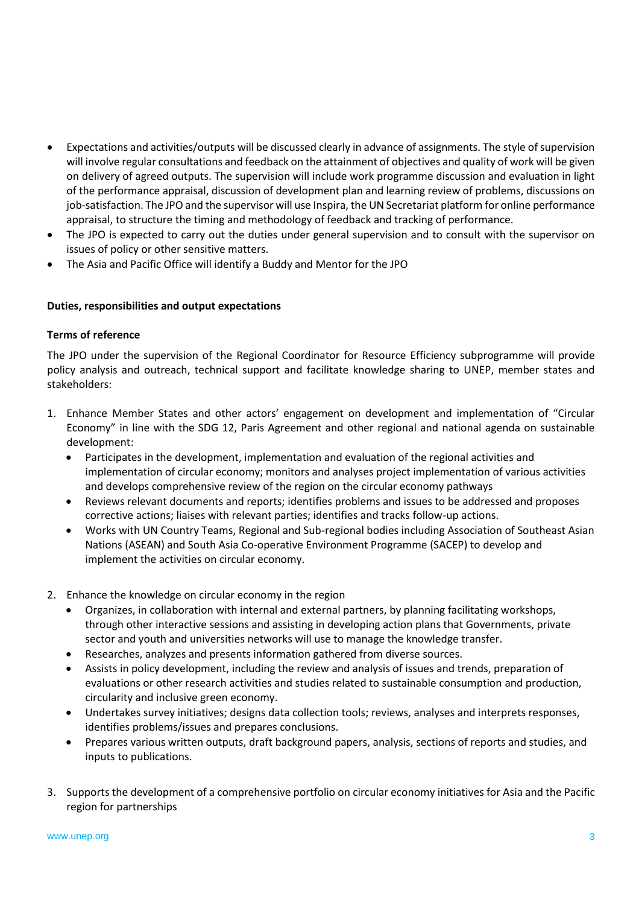- Expectations and activities/outputs will be discussed clearly in advance of assignments. The style of supervision will involve regular consultations and feedback on the attainment of objectives and quality of work will be given on delivery of agreed outputs. The supervision will include work programme discussion and evaluation in light of the performance appraisal, discussion of development plan and learning review of problems, discussions on job-satisfaction. The JPO and the supervisor will use Inspira, the UN Secretariat platform for online performance appraisal, to structure the timing and methodology of feedback and tracking of performance.
- The JPO is expected to carry out the duties under general supervision and to consult with the supervisor on issues of policy or other sensitive matters.
- The Asia and Pacific Office will identify a Buddy and Mentor for the JPO

**Duties, responsibilities and output expectations**

**Terms of reference**

The JPO under the supervision of the Regional Coordinator for Resource Efficiency subprogramme will provide policy analysis and outreach, technical support and facilitate knowledge sharing to UNEP, member states and stakeholders:

1. Enhance Member States and other actors' engagement on development and implementation of "Circular Economy" in line with the SDG 12, Paris Agreement and other regional and national agenda on sustainable development:
   - Participates in the development, implementation and evaluation of the regional activities and implementation of circular economy; monitors and analyses project implementation of various activities and develops comprehensive review of the region on the circular economy pathways
   - Reviews relevant documents and reports; identifies problems and issues to be addressed and proposes corrective actions; liaises with relevant parties; identifies and tracks follow-up actions.
   - Works with UN Country Teams, Regional and Sub-regional bodies including Association of Southeast Asian Nations (ASEAN) and South Asia Co-operative Environment Programme (SACEP) to develop and implement the activities on circular economy.

2. Enhance the knowledge on circular economy in the region
   - Organizes, in collaboration with internal and external partners, by planning facilitating workshops, through other interactive sessions and assisting in developing action plans that Governments, private sector and youth and universities networks will use to manage the knowledge transfer.
   - Researches, analyzes and presents information gathered from diverse sources.
   - Assists in policy development, including the review and analysis of issues and trends, preparation of evaluations or other research activities and studies related to sustainable consumption and production, circularity and inclusive green economy.
   - Undertakes survey initiatives; designs data collection tools; reviews, analyses and interprets responses, identifies problems/issues and prepares conclusions.
   - Prepares various written outputs, draft background papers, analysis, sections of reports and studies, and inputs to publications.

3. Supports the development of a comprehensive portfolio on circular economy initiatives for Asia and the Pacific region for partnerships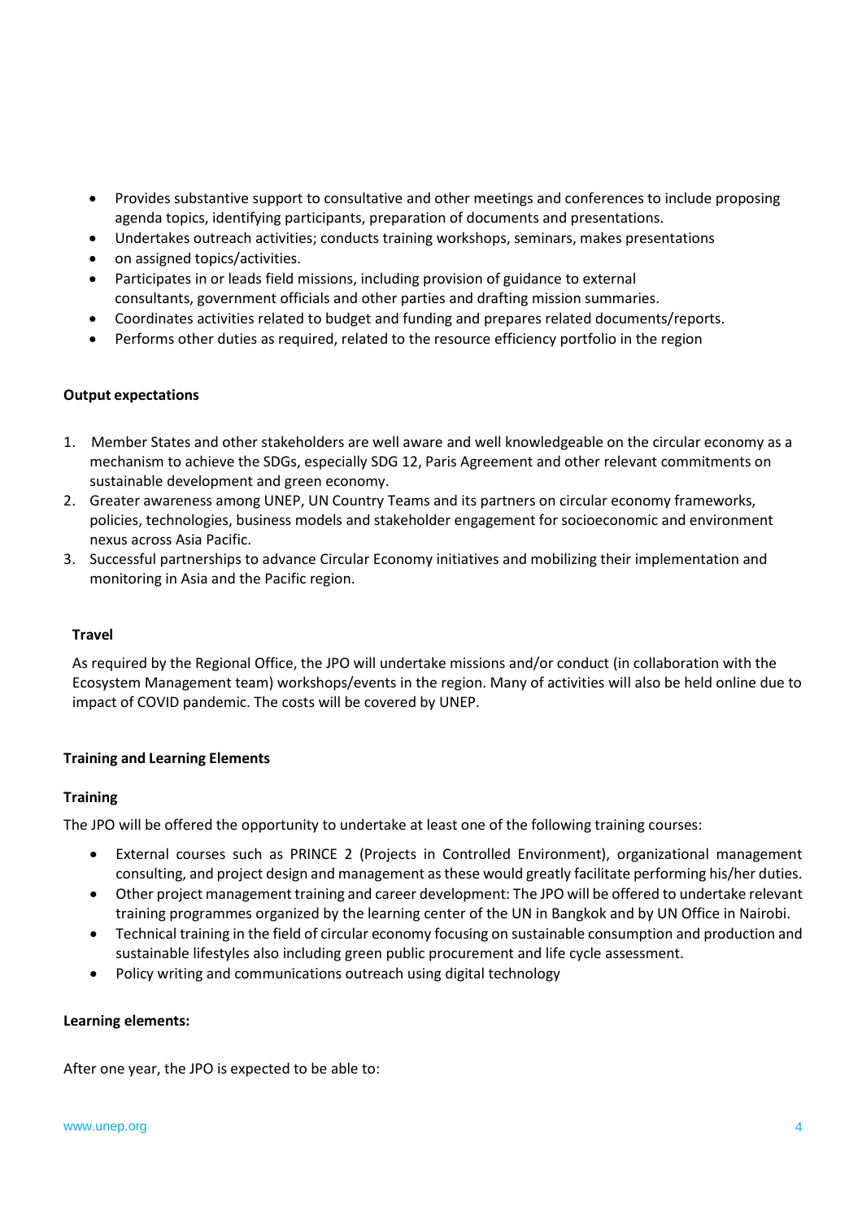- Provides substantive support to consultative and other meetings and conferences to include proposing agenda topics, identifying participants, preparation of documents and presentations.
- Undertakes outreach activities; conducts training workshops, seminars, makes presentations
- on assigned topics/activities.
- Participates in or leads field missions, including provision of guidance to external consultants, government officials and other parties and drafting mission summaries.
- Coordinates activities related to budget and funding and prepares related documents/reports.
- Performs other duties as required, related to the resource efficiency portfolio in the region

**Output expectations**

1. Member States and other stakeholders are well aware and well knowledgeable on the circular economy as a mechanism to achieve the SDGs, especially SDG 12, Paris Agreement and other relevant commitments on sustainable development and green economy.
2. Greater awareness among UNEP, UN Country Teams and its partners on circular economy frameworks, policies, technologies, business models and stakeholder engagement for socioeconomic and environment nexus across Asia Pacific.
3. Successful partnerships to advance Circular Economy initiatives and mobilizing their implementation and monitoring in Asia and the Pacific region.

**Travel**

As required by the Regional Office, the JPO will undertake missions and/or conduct (in collaboration with the Ecosystem Management team) workshops/events in the region. Many of activities will also be held online due to impact of COVID pandemic. The costs will be covered by UNEP.

**Training and Learning Elements**

**Training**

The JPO will be offered the opportunity to undertake at least one of the following training courses:

- External courses such as PRINCE 2 (Projects in Controlled Environment), organizational management consulting, and project design and management as these would greatly facilitate performing his/her duties.
- Other project management training and career development: The JPO will be offered to undertake relevant training programmes organized by the learning center of the UN in Bangkok and by UN Office in Nairobi.
- Technical training in the field of circular economy focusing on sustainable consumption and production and sustainable lifestyles also including green public procurement and life cycle assessment.
- Policy writing and communications outreach using digital technology

**Learning elements:**

After one year, the JPO is expected to be able to: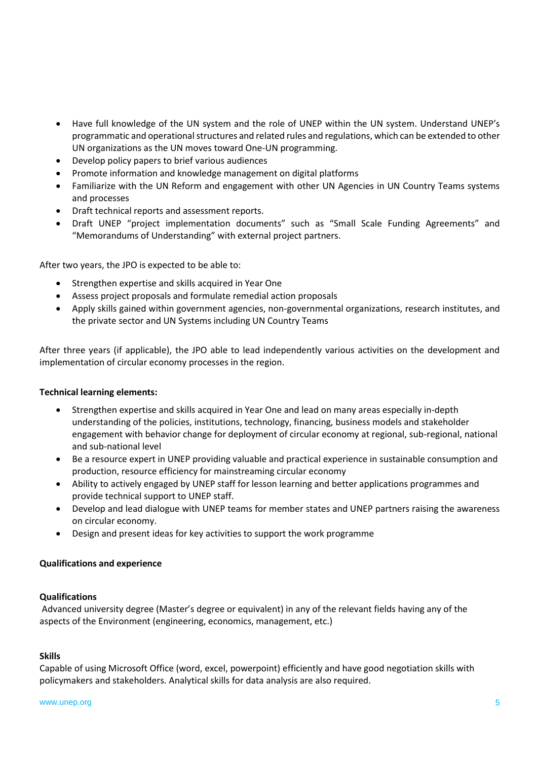- Have full knowledge of the UN system and the role of UNEP within the UN system. Understand UNEP's programmatic and operational structures and related rules and regulations, which can be extended to other UN organizations as the UN moves toward One-UN programming.
- Develop policy papers to brief various audiences
- Promote information and knowledge management on digital platforms
- Familiarize with the UN Reform and engagement with other UN Agencies in UN Country Teams systems and processes
- Draft technical reports and assessment reports.
- Draft UNEP "project implementation documents" such as "Small Scale Funding Agreements" and "Memorandums of Understanding" with external project partners.

After two years, the JPO is expected to be able to:

- Strengthen expertise and skills acquired in Year One
- Assess project proposals and formulate remedial action proposals
- Apply skills gained within government agencies, non-governmental organizations, research institutes, and the private sector and UN Systems including UN Country Teams

After three years (if applicable), the JPO able to lead independently various activities on the development and implementation of circular economy processes in the region.

**Technical learning elements:**

- Strengthen expertise and skills acquired in Year One and lead on many areas especially in-depth understanding of the policies, institutions, technology, financing, business models and stakeholder engagement with behavior change for deployment of circular economy at regional, sub-regional, national and sub-national level
- Be a resource expert in UNEP providing valuable and practical experience in sustainable consumption and production, resource efficiency for mainstreaming circular economy
- Ability to actively engaged by UNEP staff for lesson learning and better applications programmes and provide technical support to UNEP staff.
- Develop and lead dialogue with UNEP teams for member states and UNEP partners raising the awareness on circular economy.
- Design and present ideas for key activities to support the work programme

**Qualifications and experience**

**Qualifications**

Advanced university degree (Master's degree or equivalent) in any of the relevant fields having any of the aspects of the Environment (engineering, economics, management, etc.)

**Skills**

Capable of using Microsoft Office (word, excel, powerpoint) efficiently and have good negotiation skills with policymakers and stakeholders. Analytical skills for data analysis are also required.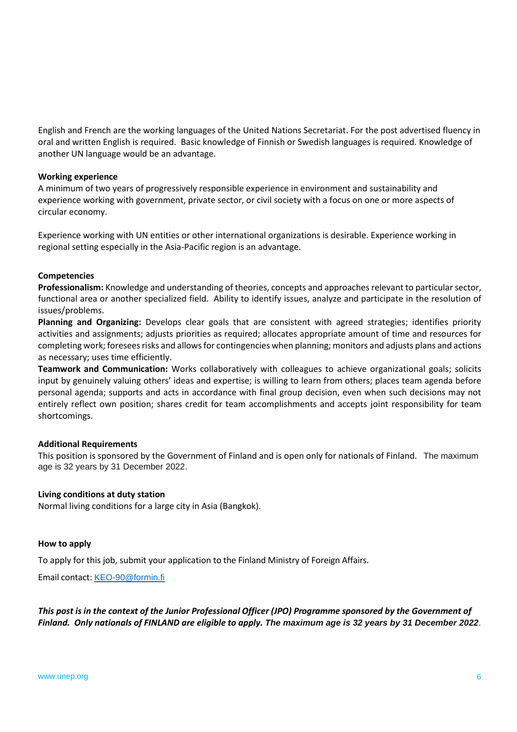English and French are the working languages of the United Nations Secretariat. For the post advertised fluency in oral and written English is required. Basic knowledge of Finnish or Swedish languages is required. Knowledge of another UN language would be an advantage.

**Working experience**

A minimum of two years of progressively responsible experience in environment and sustainability and experience working with government, private sector, or civil society with a focus on one or more aspects of circular economy.

Experience working with UN entities or other international organizations is desirable. Experience working in regional setting especially in the Asia-Pacific region is an advantage.

**Competencies**

**Professionalism:** Knowledge and understanding of theories, concepts and approaches relevant to particular sector, functional area or another specialized field. Ability to identify issues, analyze and participate in the resolution of issues/problems.

**Planning and Organizing:** Develops clear goals that are consistent with agreed strategies; identifies priority activities and assignments; adjusts priorities as required; allocates appropriate amount of time and resources for completing work; foresees risks and allows for contingencies when planning; monitors and adjusts plans and actions as necessary; uses time efficiently.

**Teamwork and Communication:** Works collaboratively with colleagues to achieve organizational goals; solicits input by genuinely valuing others' ideas and expertise; is willing to learn from others; places team agenda before personal agenda; supports and acts in accordance with final group decision, even when such decisions may not entirely reflect own position; shares credit for team accomplishments and accepts joint responsibility for team shortcomings.

**Additional Requirements**

This position is sponsored by the Government of Finland and is open only for nationals of Finland. The maximum age is 32 years by 31 December 2022.

**Living conditions at duty station**

Normal living conditions for a large city in Asia (Bangkok).

**How to apply**

To apply for this job, submit your application to the Finland Ministry of Foreign Affairs.

Email contact: KEO-90@formin.fi

***This post is in the context of the Junior Professional Officer (JPO) Programme sponsored by the Government of Finland. Only nationals of FINLAND are eligible to apply. The maximum age is 32 years by 31 December 2022.***